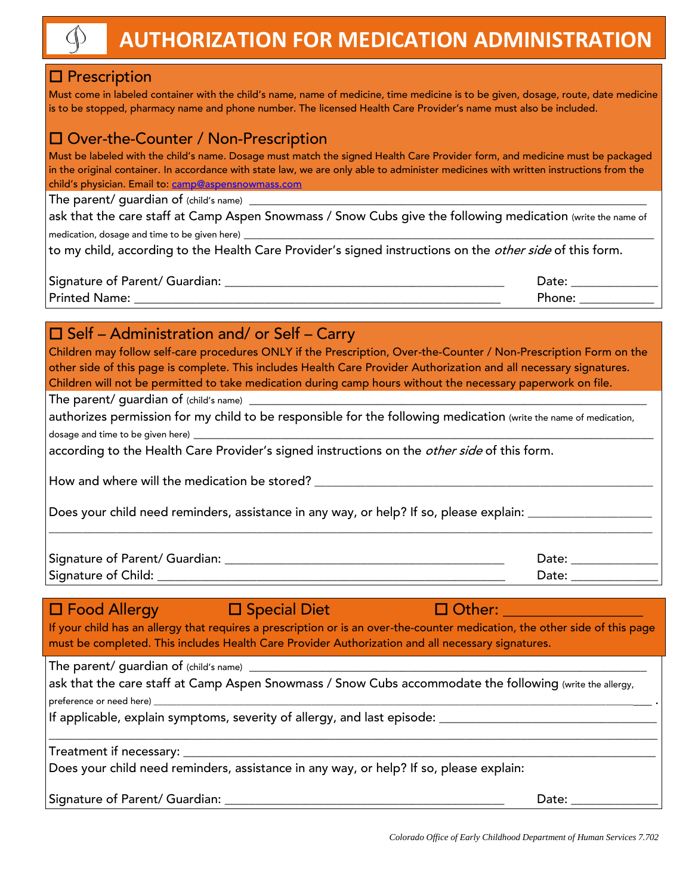# AUTHORIZATION FOR MEDICATION ADMINISTRATION

## ☐ Prescription

Must come in labeled container with the child's name, name of medicine, time medicine is to be given, dosage, route, date medicine is to be stopped, pharmacy name and phone number. The licensed Health Care Provider's name must also be included.

## ☐ Over-the-Counter / Non-Prescription

Must be labeled with the child's name. Dosage must match the signed Health Care Provider form, and medicine must be packaged in the original container. In accordance with state law, we are only able to administer medicines with written instructions from the child's physician. Email to: camp@aspensnowmass.com

The parent/ guardian of (child's name) ________________________________________________

ask that the care staff at Camp Aspen Snowmass / Snow Cubs give the following medication (write the name of medication, dosage and time to be given here) ________________________________________________

to my child, according to the Health Care Provider's signed instructions on the *other side* of this form.

Signature of Parent/ Guardian: ______________________________ Date: __________

Printed Name: ______________________________ Phone: __________

## ☐ Self – Administration and/ or Self – Carry

Children may follow self-care procedures ONLY if the Prescription, Over-the-Counter / Non-Prescription Form on the other side of this page is complete. This includes Health Care Provider Authorization and all necessary signatures. Children will not be permitted to take medication during camp hours without the necessary paperwork on file.

The parent/ guardian of (child's name) ________________________________________________

authorizes permission for my child to be responsible for the following medication (write the name of medication, dosage and time to be given here) ________________________________________________

according to the Health Care Provider's signed instructions on the *other side* of this form.

How and where will the medication be stored? ________________________________________________

Does your child need reminders, assistance in any way, or help? If so, please explain: ______________________

________________________________________________

Signature of Parent/ Guardian: ______________________________ Date: __________

Signature of Child: ______________________________ Date: __________

## ☐ Food Allergy ☐ Special Diet ☐ Other: ______________

If your child has an allergy that requires a prescription or is an over-the-counter medication, the other side of this page must be completed. This includes Health Care Provider Authorization and all necessary signatures.

The parent/ guardian of (child's name) ________________________________________________

ask that the care staff at Camp Aspen Snowmass / Snow Cubs accommodate the following (write the allergy, preference or need here) ________________________________________________ .

If applicable, explain symptoms, severity of allergy, and last episode: ______________________________

________________________________________________

Treatment if necessary: ________________________________________________

Does your child need reminders, assistance in any way, or help? If so, please explain:

Signature of Parent/ Guardian: ______________________________ Date: __________

*Colorado Office of Early Childhood Department of Human Services 7.702*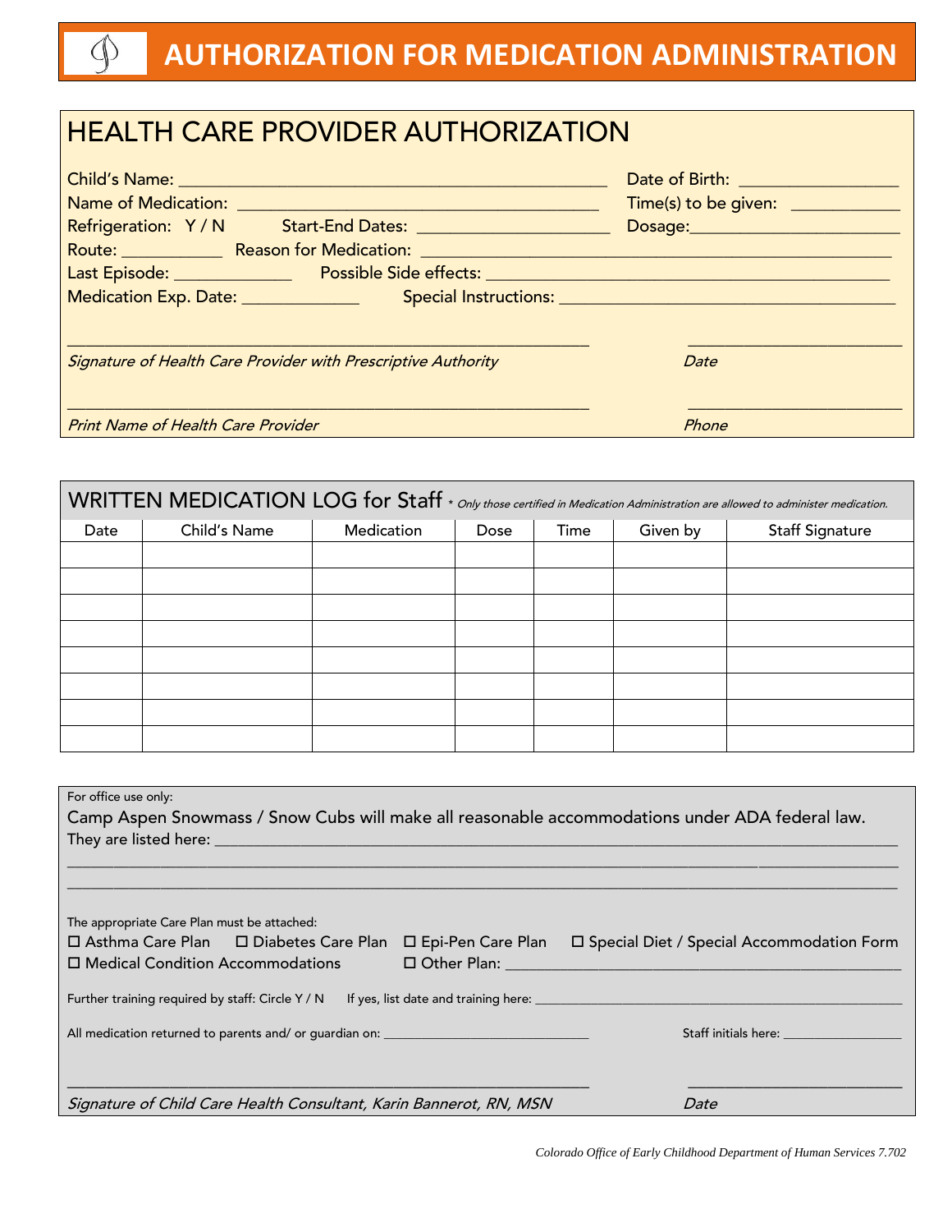# AUTHORIZATION FOR MEDICATION ADMINISTRATION

## HEALTH CARE PROVIDER AUTHORIZATION

Child's Name: ______________________________________________ Date of Birth: _________________

Name of Medication: ________________________________________ Time(s) to be given: ____________

Refrigeration: Y / N Start-End Dates: _____________________ Dosage:_______________________

Route: ___________ Reason for Medication: ______________________________________________

Last Episode: _____________ Possible Side effects: ____________________________________________

Medication Exp. Date: _____________ Special Instructions: ____________________________________

_________________________________________________________ ________________________

*Signature of Health Care Provider with Prescriptive Authority* *Date*

_________________________________________________________ ________________________

*Print Name of Health Care Provider* *Phone*

## WRITTEN MEDICATION LOG for Staff

*\* Only those certified in Medication Administration are allowed to administer medication.*

| Date | Child's Name | Medication | Dose | Time | Given by | Staff Signature |
|---|---|---|---|---|---|---|
| | | | | | | |
| | | | | | | |
| | | | | | | |
| | | | | | | |
| | | | | | | |
| | | | | | | |
| | | | | | | |
| | | | | | | |

For office use only:

Camp Aspen Snowmass / Snow Cubs will make all reasonable accommodations under ADA federal law.

They are listed here: ______________________________________________________________________

____________________________________________________________________________________

____________________________________________________________________________________

The appropriate Care Plan must be attached:

☐ Asthma Care Plan ☐ Diabetes Care Plan ☐ Epi-Pen Care Plan ☐ Special Diet / Special Accommodation Form

☐ Medical Condition Accommodations ☐ Other Plan: _____________________________________________

Further training required by staff: Circle Y / N If yes, list date and training here: ______________________________________________

All medication returned to parents and/ or guardian on: ____________________________ Staff initials here: _________________

_________________________________________________________ ________________________

*Signature of Child Care Health Consultant, Karin Bannerot, RN, MSN* *Date*

*Colorado Office of Early Childhood Department of Human Services 7.702*